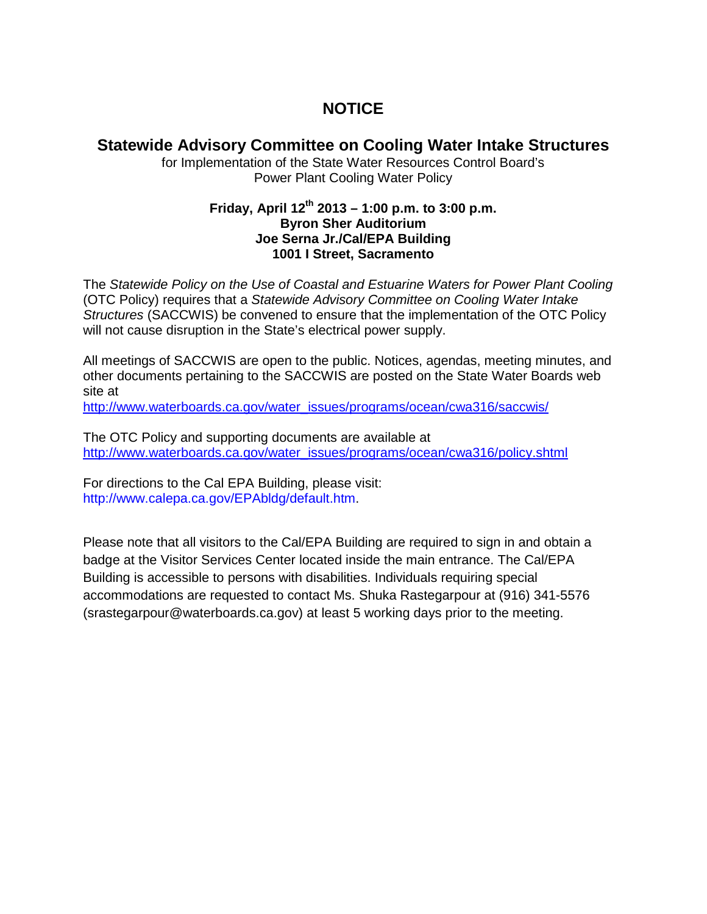# NOTICE

## Statewide Advisory Committee on Cooling Water Intake Structures

for Implementation of the State Water Resources Control Board's
Power Plant Cooling Water Policy

**Friday, April 12th 2013 – 1:00 p.m. to 3:00 p.m.**
**Byron Sher Auditorium**
**Joe Serna Jr./Cal/EPA Building**
**1001 I Street, Sacramento**

The *Statewide Policy on the Use of Coastal and Estuarine Waters for Power Plant Cooling* (OTC Policy) requires that a *Statewide Advisory Committee on Cooling Water Intake Structures* (SACCWIS) be convened to ensure that the implementation of the OTC Policy will not cause disruption in the State's electrical power supply.

All meetings of SACCWIS are open to the public. Notices, agendas, meeting minutes, and other documents pertaining to the SACCWIS are posted on the State Water Boards web site at
http://www.waterboards.ca.gov/water_issues/programs/ocean/cwa316/saccwis/

The OTC Policy and supporting documents are available at
http://www.waterboards.ca.gov/water_issues/programs/ocean/cwa316/policy.shtml

For directions to the Cal EPA Building, please visit:
http://www.calepa.ca.gov/EPAbldg/default.htm.

Please note that all visitors to the Cal/EPA Building are required to sign in and obtain a badge at the Visitor Services Center located inside the main entrance. The Cal/EPA Building is accessible to persons with disabilities. Individuals requiring special accommodations are requested to contact Ms. Shuka Rastegarpour at (916) 341-5576 (srastegarpour@waterboards.ca.gov) at least 5 working days prior to the meeting.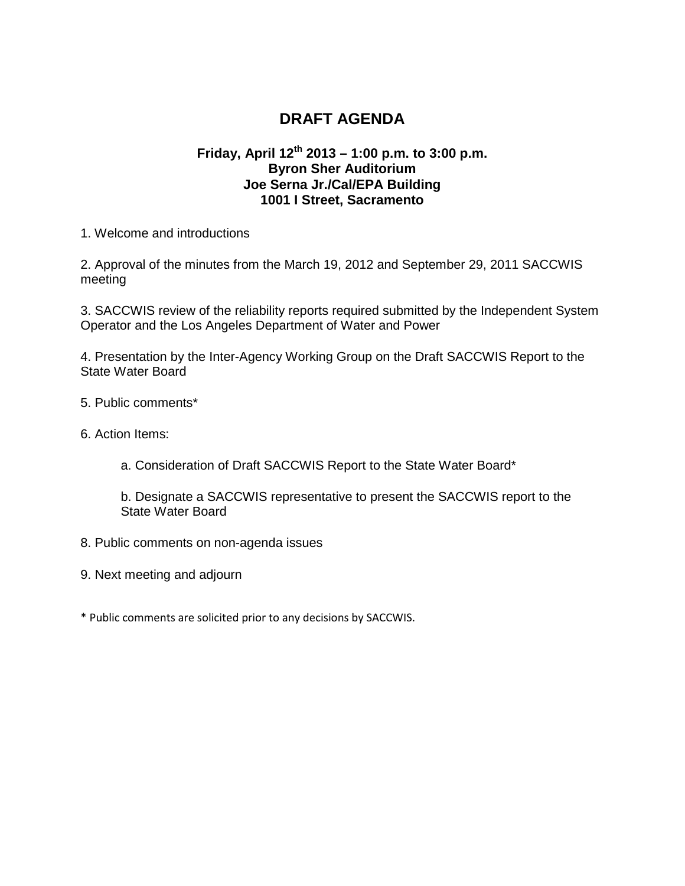# DRAFT AGENDA

**Friday, April 12th 2013 – 1:00 p.m. to 3:00 p.m.**
**Byron Sher Auditorium**
**Joe Serna Jr./Cal/EPA Building**
**1001 I Street, Sacramento**

1. Welcome and introductions

2. Approval of the minutes from the March 19, 2012 and September 29, 2011 SACCWIS meeting

3. SACCWIS review of the reliability reports required submitted by the Independent System Operator and the Los Angeles Department of Water and Power

4. Presentation by the Inter-Agency Working Group on the Draft SACCWIS Report to the State Water Board

5. Public comments*

6. Action Items:

    a. Consideration of Draft SACCWIS Report to the State Water Board*

    b. Designate a SACCWIS representative to present the SACCWIS report to the State Water Board

8. Public comments on non-agenda issues

9. Next meeting and adjourn

\* Public comments are solicited prior to any decisions by SACCWIS.